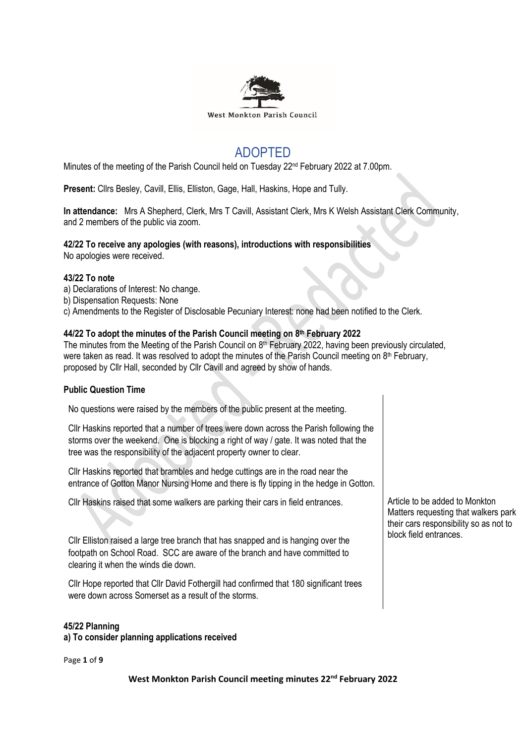West Monkton Parish Council

# ADOPTED

Minutes of the meeting of the Parish Council held on Tuesday 22nd February 2022 at 7.00pm.

**Present:** Cllrs Besley, Cavill, Ellis, Elliston, Gage, Hall, Haskins, Hope and Tully.

**In attendance:** Mrs A Shepherd, Clerk, Mrs T Cavill, Assistant Clerk, Mrs K Welsh Assistant Clerk Community, and 2 members of the public via zoom.

**42/22 To receive any apologies (with reasons), introductions with responsibilities**
No apologies were received.

**43/22 To note**
a) Declarations of Interest: No change.
b) Dispensation Requests: None
c) Amendments to the Register of Disclosable Pecuniary Interest: none had been notified to the Clerk.

**44/22 To adopt the minutes of the Parish Council meeting on 8th February 2022**
The minutes from the Meeting of the Parish Council on 8th February 2022, having been previously circulated, were taken as read. It was resolved to adopt the minutes of the Parish Council meeting on 8th February, proposed by Cllr Hall, seconded by Cllr Cavill and agreed by show of hands.

**Public Question Time**

| | |
|---|---|
| No questions were raised by the members of the public present at the meeting. | |
| Cllr Haskins reported that a number of trees were down across the Parish following the storms over the weekend. One is blocking a right of way / gate. It was noted that the tree was the responsibility of the adjacent property owner to clear. | |
| Cllr Haskins reported that brambles and hedge cuttings are in the road near the entrance of Gotton Manor Nursing Home and there is fly tipping in the hedge in Gotton. | |
| Cllr Haskins raised that some walkers are parking their cars in field entrances. | Article to be added to Monkton Matters requesting that walkers park their cars responsibility so as not to block field entrances. |
| Cllr Elliston raised a large tree branch that has snapped and is hanging over the footpath on School Road. SCC are aware of the branch and have committed to clearing it when the winds die down. | |
| Cllr Hope reported that Cllr David Fothergill had confirmed that 180 significant trees were down across Somerset as a result of the storms. | |

**45/22 Planning**
**a) To consider planning applications received**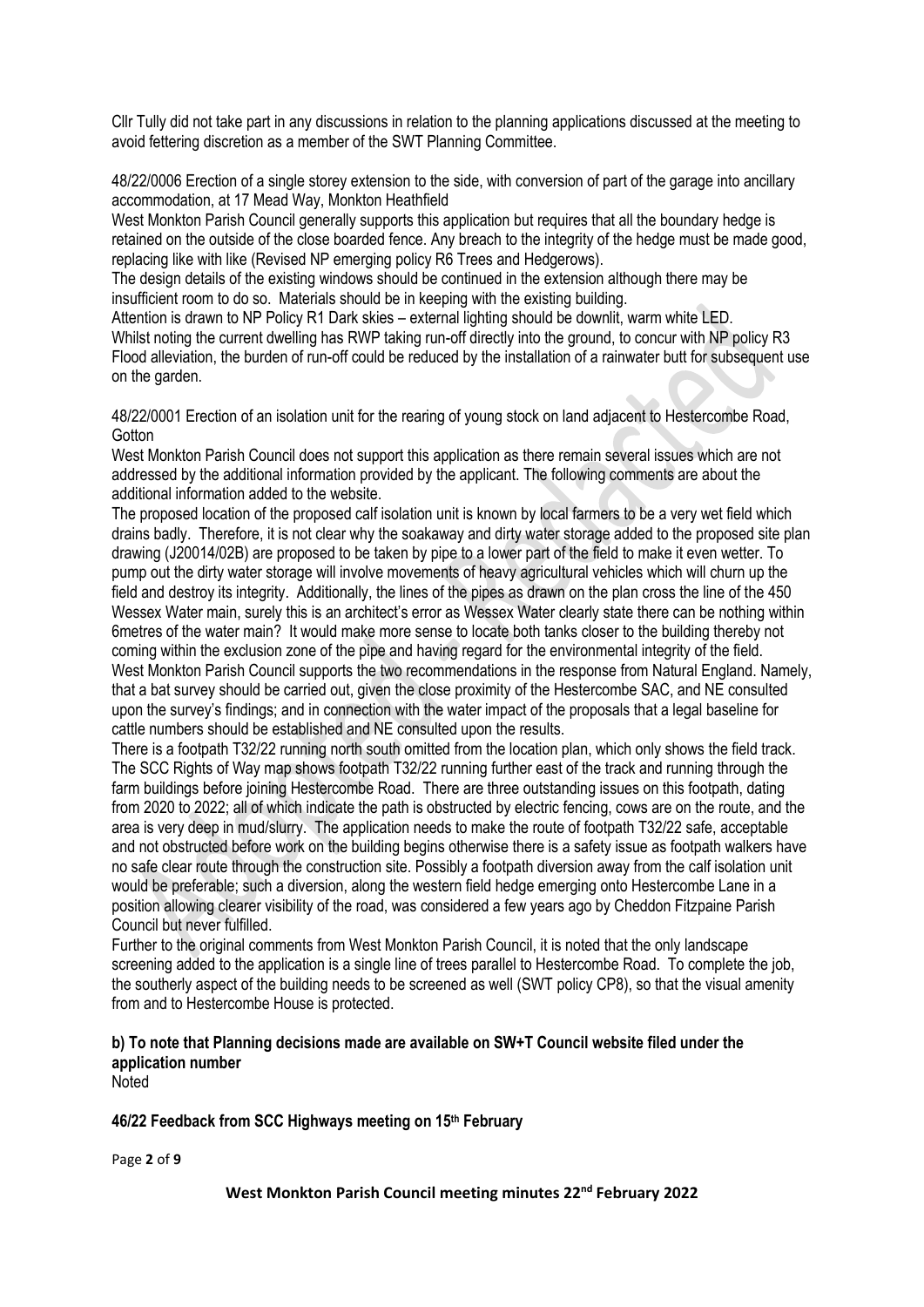Cllr Tully did not take part in any discussions in relation to the planning applications discussed at the meeting to avoid fettering discretion as a member of the SWT Planning Committee.

48/22/0006 Erection of a single storey extension to the side, with conversion of part of the garage into ancillary accommodation, at 17 Mead Way, Monkton Heathfield

West Monkton Parish Council generally supports this application but requires that all the boundary hedge is retained on the outside of the close boarded fence. Any breach to the integrity of the hedge must be made good, replacing like with like (Revised NP emerging policy R6 Trees and Hedgerows).

The design details of the existing windows should be continued in the extension although there may be insufficient room to do so. Materials should be in keeping with the existing building.

Attention is drawn to NP Policy R1 Dark skies – external lighting should be downlit, warm white LED.

Whilst noting the current dwelling has RWP taking run-off directly into the ground, to concur with NP policy R3 Flood alleviation, the burden of run-off could be reduced by the installation of a rainwater butt for subsequent use on the garden.

48/22/0001 Erection of an isolation unit for the rearing of young stock on land adjacent to Hestercombe Road, Gotton

West Monkton Parish Council does not support this application as there remain several issues which are not addressed by the additional information provided by the applicant. The following comments are about the additional information added to the website.

The proposed location of the proposed calf isolation unit is known by local farmers to be a very wet field which drains badly. Therefore, it is not clear why the soakaway and dirty water storage added to the proposed site plan drawing (J20014/02B) are proposed to be taken by pipe to a lower part of the field to make it even wetter. To pump out the dirty water storage will involve movements of heavy agricultural vehicles which will churn up the field and destroy its integrity. Additionally, the lines of the pipes as drawn on the plan cross the line of the 450 Wessex Water main, surely this is an architect's error as Wessex Water clearly state there can be nothing within 6metres of the water main? It would make more sense to locate both tanks closer to the building thereby not coming within the exclusion zone of the pipe and having regard for the environmental integrity of the field.

West Monkton Parish Council supports the two recommendations in the response from Natural England. Namely, that a bat survey should be carried out, given the close proximity of the Hestercombe SAC, and NE consulted upon the survey's findings; and in connection with the water impact of the proposals that a legal baseline for cattle numbers should be established and NE consulted upon the results.

There is a footpath T32/22 running north south omitted from the location plan, which only shows the field track. The SCC Rights of Way map shows footpath T32/22 running further east of the track and running through the farm buildings before joining Hestercombe Road. There are three outstanding issues on this footpath, dating from 2020 to 2022; all of which indicate the path is obstructed by electric fencing, cows are on the route, and the area is very deep in mud/slurry. The application needs to make the route of footpath T32/22 safe, acceptable and not obstructed before work on the building begins otherwise there is a safety issue as footpath walkers have no safe clear route through the construction site. Possibly a footpath diversion away from the calf isolation unit would be preferable; such a diversion, along the western field hedge emerging onto Hestercombe Lane in a position allowing clearer visibility of the road, was considered a few years ago by Cheddon Fitzpaine Parish Council but never fulfilled.

Further to the original comments from West Monkton Parish Council, it is noted that the only landscape screening added to the application is a single line of trees parallel to Hestercombe Road. To complete the job, the southerly aspect of the building needs to be screened as well (SWT policy CP8), so that the visual amenity from and to Hestercombe House is protected.

**b) To note that Planning decisions made are available on SW+T Council website filed under the application number**

Noted

**46/22 Feedback from SCC Highways meeting on 15th February**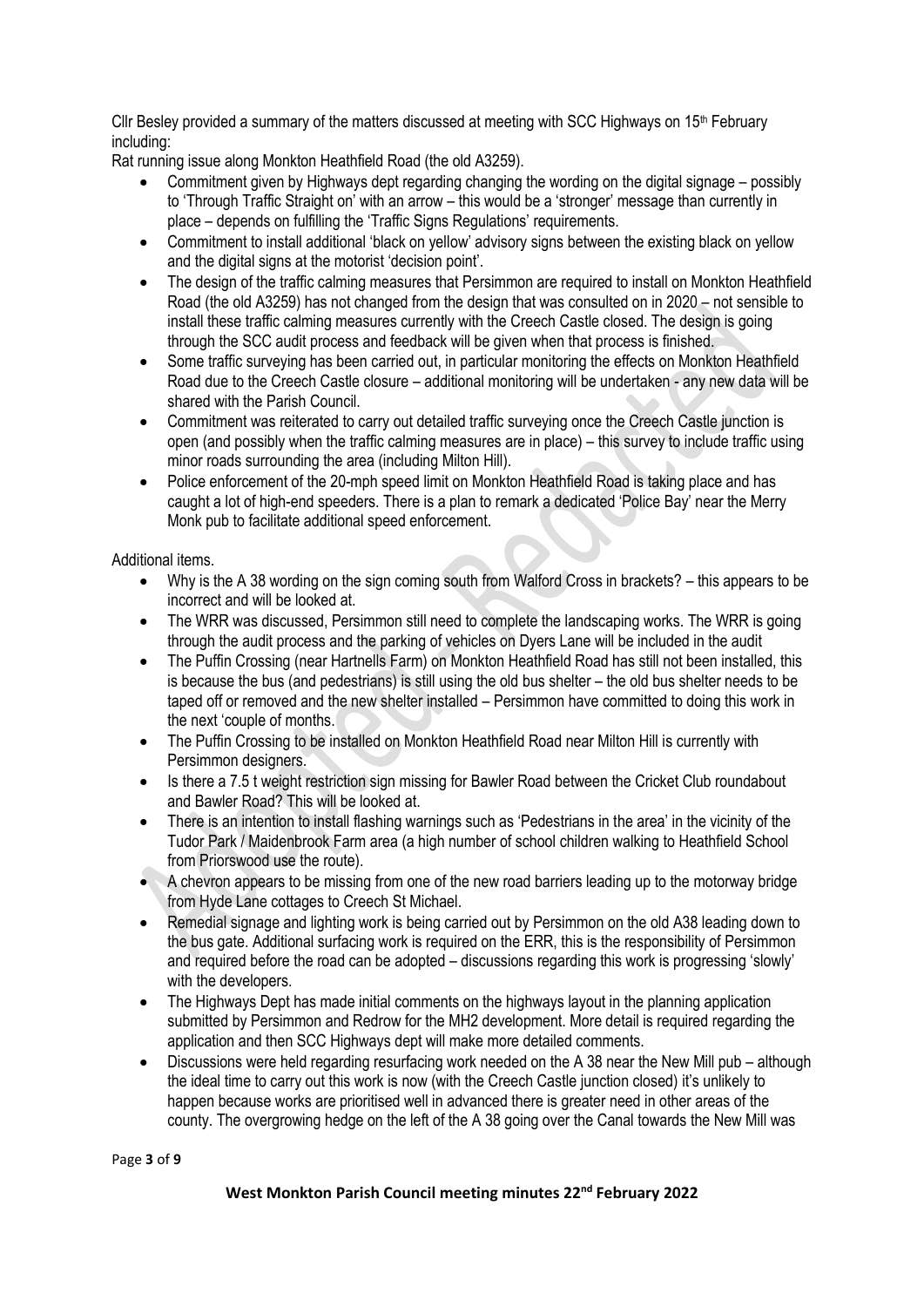Cllr Besley provided a summary of the matters discussed at meeting with SCC Highways on 15th February including:

Rat running issue along Monkton Heathfield Road (the old A3259).

- Commitment given by Highways dept regarding changing the wording on the digital signage – possibly to 'Through Traffic Straight on' with an arrow – this would be a 'stronger' message than currently in place – depends on fulfilling the 'Traffic Signs Regulations' requirements.
- Commitment to install additional 'black on yellow' advisory signs between the existing black on yellow and the digital signs at the motorist 'decision point'.
- The design of the traffic calming measures that Persimmon are required to install on Monkton Heathfield Road (the old A3259) has not changed from the design that was consulted on in 2020 – not sensible to install these traffic calming measures currently with the Creech Castle closed. The design is going through the SCC audit process and feedback will be given when that process is finished.
- Some traffic surveying has been carried out, in particular monitoring the effects on Monkton Heathfield Road due to the Creech Castle closure – additional monitoring will be undertaken - any new data will be shared with the Parish Council.
- Commitment was reiterated to carry out detailed traffic surveying once the Creech Castle junction is open (and possibly when the traffic calming measures are in place) – this survey to include traffic using minor roads surrounding the area (including Milton Hill).
- Police enforcement of the 20-mph speed limit on Monkton Heathfield Road is taking place and has caught a lot of high-end speeders. There is a plan to remark a dedicated 'Police Bay' near the Merry Monk pub to facilitate additional speed enforcement.

Additional items.

- Why is the A 38 wording on the sign coming south from Walford Cross in brackets? – this appears to be incorrect and will be looked at.
- The WRR was discussed, Persimmon still need to complete the landscaping works. The WRR is going through the audit process and the parking of vehicles on Dyers Lane will be included in the audit
- The Puffin Crossing (near Hartnells Farm) on Monkton Heathfield Road has still not been installed, this is because the bus (and pedestrians) is still using the old bus shelter – the old bus shelter needs to be taped off or removed and the new shelter installed – Persimmon have committed to doing this work in the next 'couple of months.
- The Puffin Crossing to be installed on Monkton Heathfield Road near Milton Hill is currently with Persimmon designers.
- Is there a 7.5 t weight restriction sign missing for Bawler Road between the Cricket Club roundabout and Bawler Road? This will be looked at.
- There is an intention to install flashing warnings such as 'Pedestrians in the area' in the vicinity of the Tudor Park / Maidenbrook Farm area (a high number of school children walking to Heathfield School from Priorswood use the route).
- A chevron appears to be missing from one of the new road barriers leading up to the motorway bridge from Hyde Lane cottages to Creech St Michael.
- Remedial signage and lighting work is being carried out by Persimmon on the old A38 leading down to the bus gate. Additional surfacing work is required on the ERR, this is the responsibility of Persimmon and required before the road can be adopted – discussions regarding this work is progressing 'slowly' with the developers.
- The Highways Dept has made initial comments on the highways layout in the planning application submitted by Persimmon and Redrow for the MH2 development. More detail is required regarding the application and then SCC Highways dept will make more detailed comments.
- Discussions were held regarding resurfacing work needed on the A 38 near the New Mill pub – although the ideal time to carry out this work is now (with the Creech Castle junction closed) it's unlikely to happen because works are prioritised well in advanced there is greater need in other areas of the county. The overgrowing hedge on the left of the A 38 going over the Canal towards the New Mill was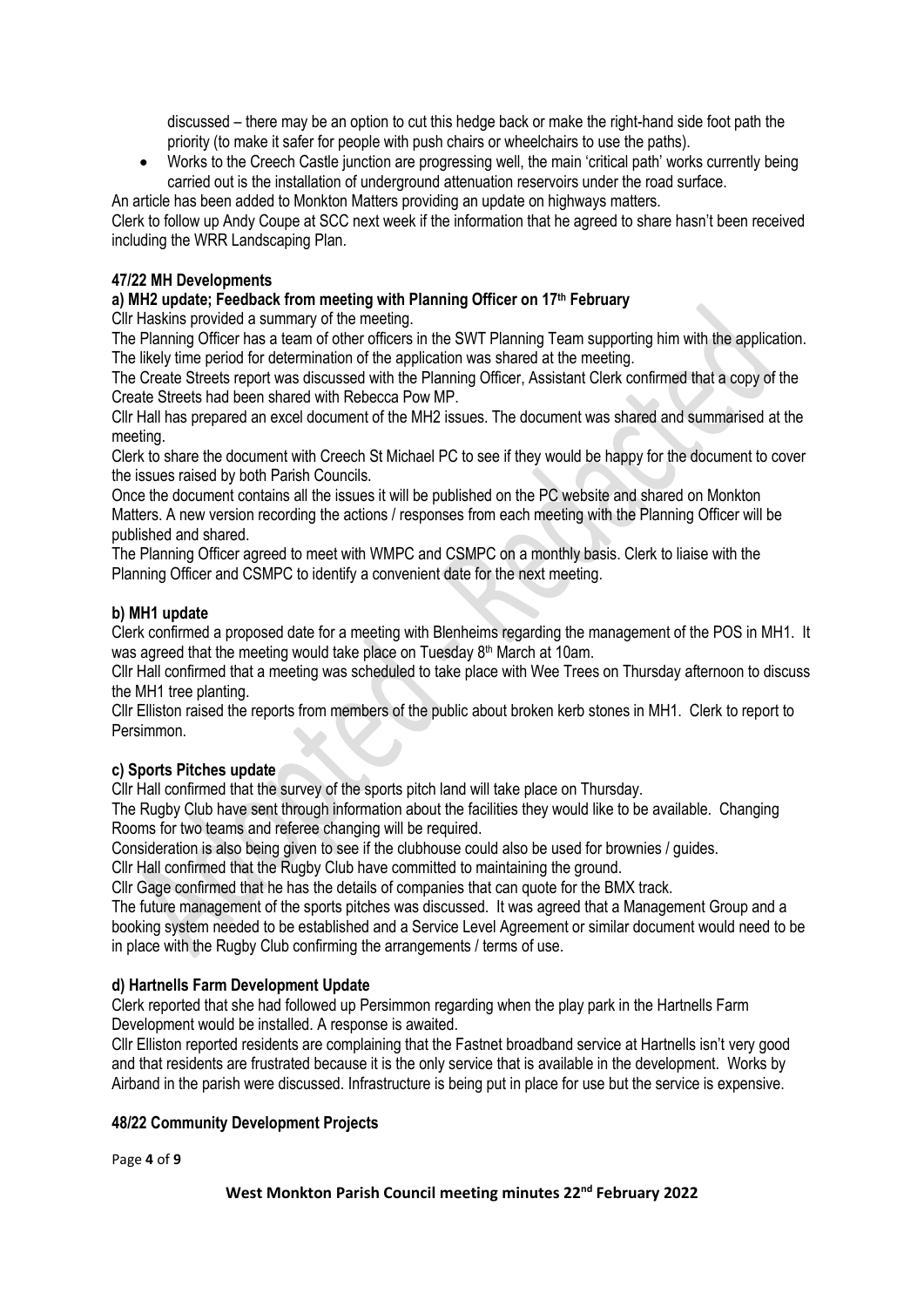discussed – there may be an option to cut this hedge back or make the right-hand side foot path the priority (to make it safer for people with push chairs or wheelchairs to use the paths).

- Works to the Creech Castle junction are progressing well, the main 'critical path' works currently being carried out is the installation of underground attenuation reservoirs under the road surface.

An article has been added to Monkton Matters providing an update on highways matters.

Clerk to follow up Andy Coupe at SCC next week if the information that he agreed to share hasn't been received including the WRR Landscaping Plan.

**47/22 MH Developments**

**a) MH2 update; Feedback from meeting with Planning Officer on 17th February**

Cllr Haskins provided a summary of the meeting.

The Planning Officer has a team of other officers in the SWT Planning Team supporting him with the application. The likely time period for determination of the application was shared at the meeting.

The Create Streets report was discussed with the Planning Officer, Assistant Clerk confirmed that a copy of the Create Streets had been shared with Rebecca Pow MP.

Cllr Hall has prepared an excel document of the MH2 issues. The document was shared and summarised at the meeting.

Clerk to share the document with Creech St Michael PC to see if they would be happy for the document to cover the issues raised by both Parish Councils.

Once the document contains all the issues it will be published on the PC website and shared on Monkton Matters. A new version recording the actions / responses from each meeting with the Planning Officer will be published and shared.

The Planning Officer agreed to meet with WMPC and CSMPC on a monthly basis. Clerk to liaise with the Planning Officer and CSMPC to identify a convenient date for the next meeting.

**b) MH1 update**

Clerk confirmed a proposed date for a meeting with Blenheims regarding the management of the POS in MH1. It was agreed that the meeting would take place on Tuesday 8th March at 10am.

Cllr Hall confirmed that a meeting was scheduled to take place with Wee Trees on Thursday afternoon to discuss the MH1 tree planting.

Cllr Elliston raised the reports from members of the public about broken kerb stones in MH1. Clerk to report to Persimmon.

**c) Sports Pitches update**

Cllr Hall confirmed that the survey of the sports pitch land will take place on Thursday.

The Rugby Club have sent through information about the facilities they would like to be available. Changing Rooms for two teams and referee changing will be required.

Consideration is also being given to see if the clubhouse could also be used for brownies / guides.

Cllr Hall confirmed that the Rugby Club have committed to maintaining the ground.

Cllr Gage confirmed that he has the details of companies that can quote for the BMX track.

The future management of the sports pitches was discussed. It was agreed that a Management Group and a booking system needed to be established and a Service Level Agreement or similar document would need to be in place with the Rugby Club confirming the arrangements / terms of use.

**d) Hartnells Farm Development Update**

Clerk reported that she had followed up Persimmon regarding when the play park in the Hartnells Farm Development would be installed. A response is awaited.

Cllr Elliston reported residents are complaining that the Fastnet broadband service at Hartnells isn't very good and that residents are frustrated because it is the only service that is available in the development. Works by Airband in the parish were discussed. Infrastructure is being put in place for use but the service is expensive.

**48/22 Community Development Projects**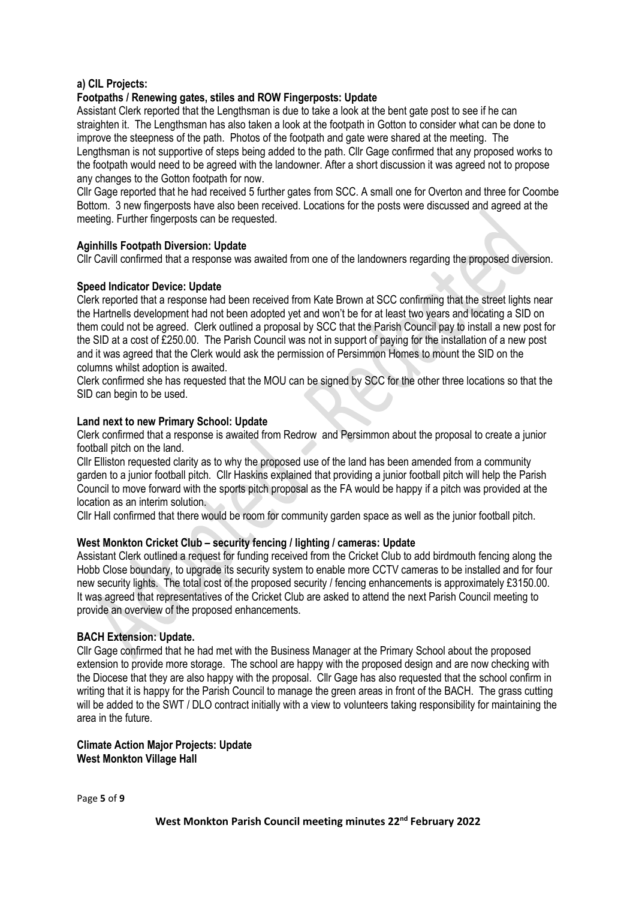**a) CIL Projects:**

**Footpaths / Renewing gates, stiles and ROW Fingerposts: Update**

Assistant Clerk reported that the Lengthsman is due to take a look at the bent gate post to see if he can straighten it. The Lengthsman has also taken a look at the footpath in Gotton to consider what can be done to improve the steepness of the path. Photos of the footpath and gate were shared at the meeting. The Lengthsman is not supportive of steps being added to the path. Cllr Gage confirmed that any proposed works to the footpath would need to be agreed with the landowner. After a short discussion it was agreed not to propose any changes to the Gotton footpath for now.

Cllr Gage reported that he had received 5 further gates from SCC. A small one for Overton and three for Coombe Bottom. 3 new fingerposts have also been received. Locations for the posts were discussed and agreed at the meeting. Further fingerposts can be requested.

**Aginhills Footpath Diversion: Update**

Cllr Cavill confirmed that a response was awaited from one of the landowners regarding the proposed diversion.

**Speed Indicator Device: Update**

Clerk reported that a response had been received from Kate Brown at SCC confirming that the street lights near the Hartnells development had not been adopted yet and won't be for at least two years and locating a SID on them could not be agreed. Clerk outlined a proposal by SCC that the Parish Council pay to install a new post for the SID at a cost of £250.00. The Parish Council was not in support of paying for the installation of a new post and it was agreed that the Clerk would ask the permission of Persimmon Homes to mount the SID on the columns whilst adoption is awaited.

Clerk confirmed she has requested that the MOU can be signed by SCC for the other three locations so that the SID can begin to be used.

**Land next to new Primary School: Update**

Clerk confirmed that a response is awaited from Redrow and Persimmon about the proposal to create a junior football pitch on the land.

Cllr Elliston requested clarity as to why the proposed use of the land has been amended from a community garden to a junior football pitch. Cllr Haskins explained that providing a junior football pitch will help the Parish Council to move forward with the sports pitch proposal as the FA would be happy if a pitch was provided at the location as an interim solution.

Cllr Hall confirmed that there would be room for community garden space as well as the junior football pitch.

**West Monkton Cricket Club – security fencing / lighting / cameras: Update**

Assistant Clerk outlined a request for funding received from the Cricket Club to add birdmouth fencing along the Hobb Close boundary, to upgrade its security system to enable more CCTV cameras to be installed and for four new security lights. The total cost of the proposed security / fencing enhancements is approximately £3150.00. It was agreed that representatives of the Cricket Club are asked to attend the next Parish Council meeting to provide an overview of the proposed enhancements.

**BACH Extension: Update.**

Cllr Gage confirmed that he had met with the Business Manager at the Primary School about the proposed extension to provide more storage. The school are happy with the proposed design and are now checking with the Diocese that they are also happy with the proposal. Cllr Gage has also requested that the school confirm in writing that it is happy for the Parish Council to manage the green areas in front of the BACH. The grass cutting will be added to the SWT / DLO contract initially with a view to volunteers taking responsibility for maintaining the area in the future.

**Climate Action Major Projects: Update**
**West Monkton Village Hall**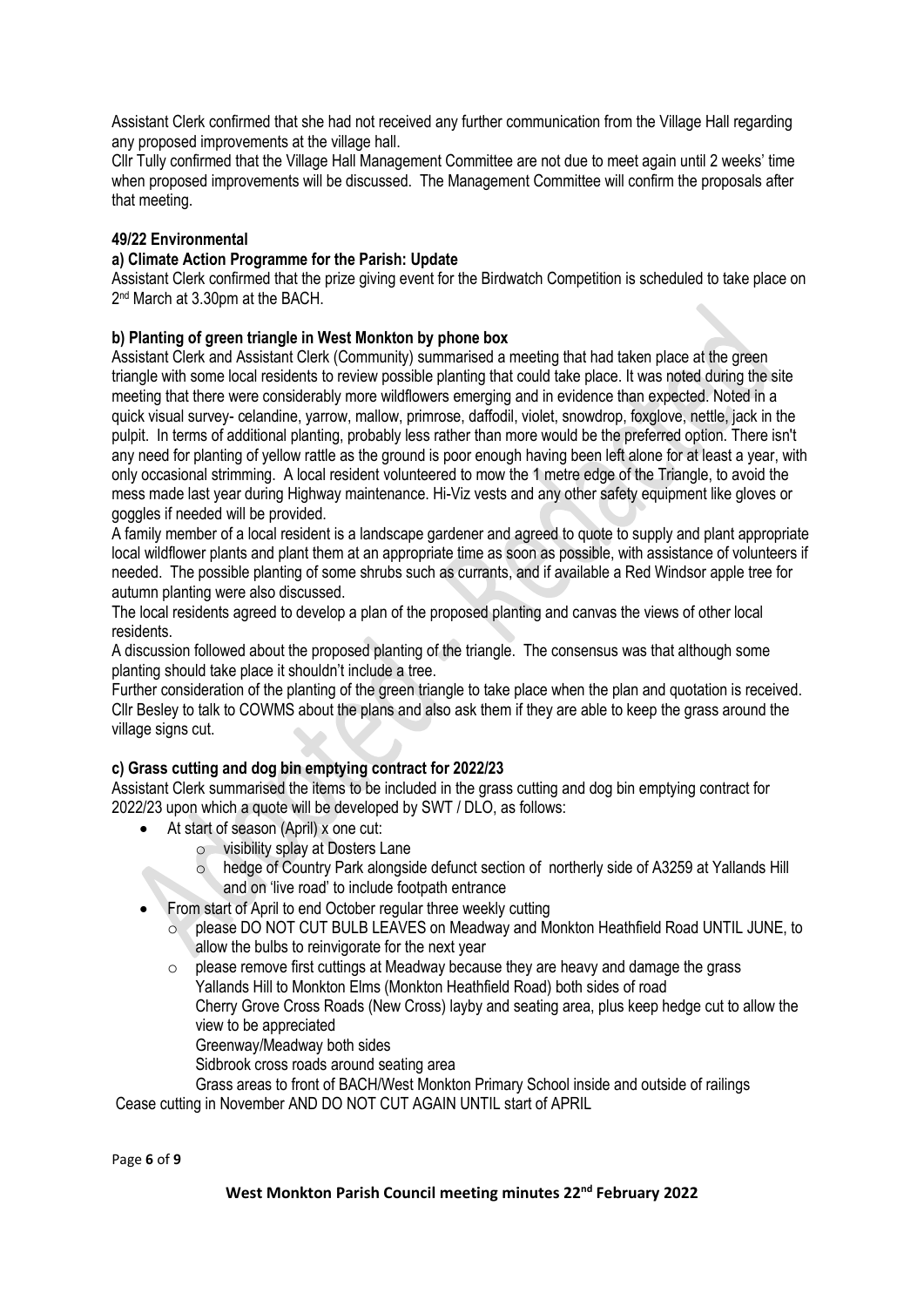Assistant Clerk confirmed that she had not received any further communication from the Village Hall regarding any proposed improvements at the village hall.

Cllr Tully confirmed that the Village Hall Management Committee are not due to meet again until 2 weeks' time when proposed improvements will be discussed. The Management Committee will confirm the proposals after that meeting.

**49/22 Environmental**

**a) Climate Action Programme for the Parish: Update**

Assistant Clerk confirmed that the prize giving event for the Birdwatch Competition is scheduled to take place on 2nd March at 3.30pm at the BACH.

**b) Planting of green triangle in West Monkton by phone box**

Assistant Clerk and Assistant Clerk (Community) summarised a meeting that had taken place at the green triangle with some local residents to review possible planting that could take place. It was noted during the site meeting that there were considerably more wildflowers emerging and in evidence than expected. Noted in a quick visual survey- celandine, yarrow, mallow, primrose, daffodil, violet, snowdrop, foxglove, nettle, jack in the pulpit. In terms of additional planting, probably less rather than more would be the preferred option. There isn't any need for planting of yellow rattle as the ground is poor enough having been left alone for at least a year, with only occasional strimming. A local resident volunteered to mow the 1 metre edge of the Triangle, to avoid the mess made last year during Highway maintenance. Hi-Viz vests and any other safety equipment like gloves or goggles if needed will be provided.

A family member of a local resident is a landscape gardener and agreed to quote to supply and plant appropriate local wildflower plants and plant them at an appropriate time as soon as possible, with assistance of volunteers if needed. The possible planting of some shrubs such as currants, and if available a Red Windsor apple tree for autumn planting were also discussed.

The local residents agreed to develop a plan of the proposed planting and canvas the views of other local residents.

A discussion followed about the proposed planting of the triangle. The consensus was that although some planting should take place it shouldn't include a tree.

Further consideration of the planting of the green triangle to take place when the plan and quotation is received. Cllr Besley to talk to COWMS about the plans and also ask them if they are able to keep the grass around the village signs cut.

**c) Grass cutting and dog bin emptying contract for 2022/23**

Assistant Clerk summarised the items to be included in the grass cutting and dog bin emptying contract for 2022/23 upon which a quote will be developed by SWT / DLO, as follows:

- At start of season (April) x one cut:
  - visibility splay at Dosters Lane
  - hedge of Country Park alongside defunct section of northerly side of A3259 at Yallands Hill and on 'live road' to include footpath entrance
- From start of April to end October regular three weekly cutting
  - please DO NOT CUT BULB LEAVES on Meadway and Monkton Heathfield Road UNTIL JUNE, to allow the bulbs to reinvigorate for the next year
  - please remove first cuttings at Meadway because they are heavy and damage the grass
    Yallands Hill to Monkton Elms (Monkton Heathfield Road) both sides of road
    Cherry Grove Cross Roads (New Cross) layby and seating area, plus keep hedge cut to allow the view to be appreciated
    Greenway/Meadway both sides
    Sidbrook cross roads around seating area
    Grass areas to front of BACH/West Monkton Primary School inside and outside of railings

Cease cutting in November AND DO NOT CUT AGAIN UNTIL start of APRIL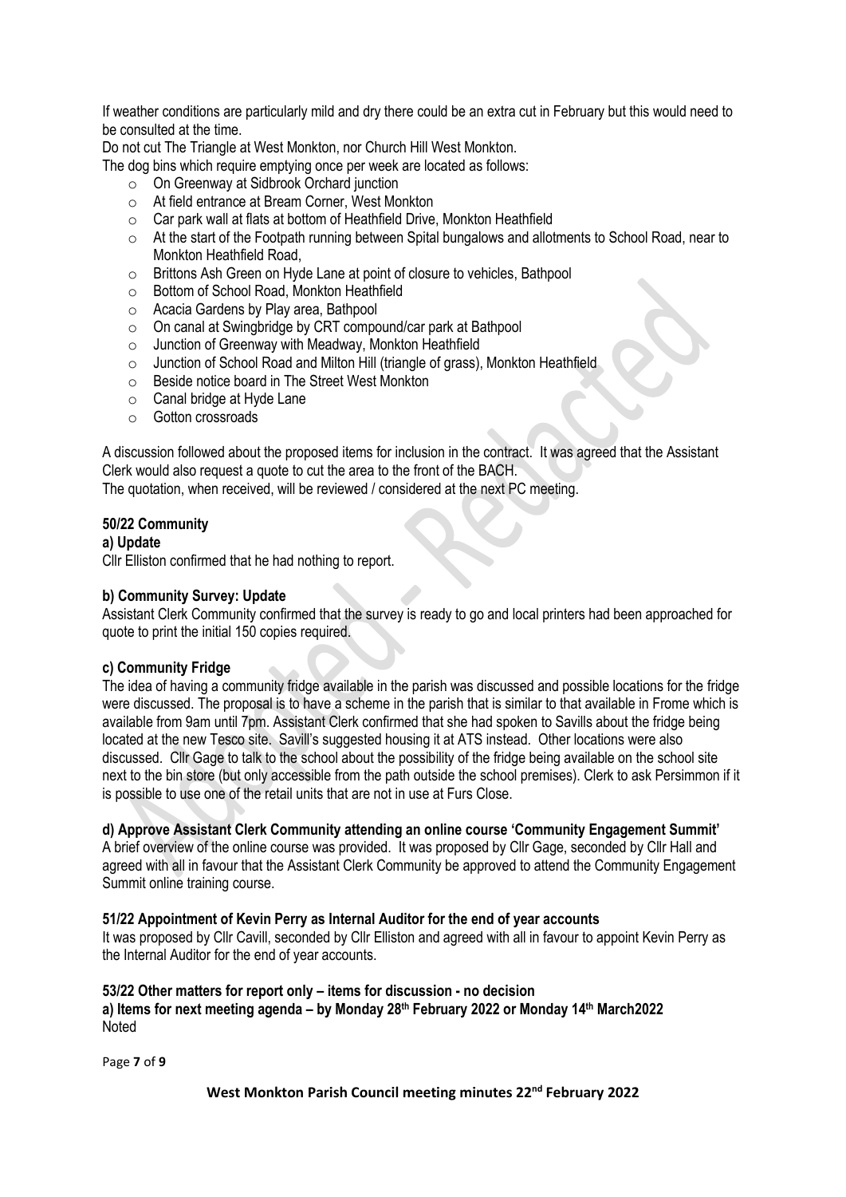If weather conditions are particularly mild and dry there could be an extra cut in February but this would need to be consulted at the time.

Do not cut The Triangle at West Monkton, nor Church Hill West Monkton.

The dog bins which require emptying once per week are located as follows:

- On Greenway at Sidbrook Orchard junction
- At field entrance at Bream Corner, West Monkton
- Car park wall at flats at bottom of Heathfield Drive, Monkton Heathfield
- At the start of the Footpath running between Spital bungalows and allotments to School Road, near to Monkton Heathfield Road,
- Brittons Ash Green on Hyde Lane at point of closure to vehicles, Bathpool
- Bottom of School Road, Monkton Heathfield
- Acacia Gardens by Play area, Bathpool
- On canal at Swingbridge by CRT compound/car park at Bathpool
- Junction of Greenway with Meadway, Monkton Heathfield
- Junction of School Road and Milton Hill (triangle of grass), Monkton Heathfield
- Beside notice board in The Street West Monkton
- Canal bridge at Hyde Lane
- Gotton crossroads

A discussion followed about the proposed items for inclusion in the contract. It was agreed that the Assistant Clerk would also request a quote to cut the area to the front of the BACH.

The quotation, when received, will be reviewed / considered at the next PC meeting.

**50/22 Community**

**a) Update**

Cllr Elliston confirmed that he had nothing to report.

**b) Community Survey: Update**

Assistant Clerk Community confirmed that the survey is ready to go and local printers had been approached for quote to print the initial 150 copies required.

**c) Community Fridge**

The idea of having a community fridge available in the parish was discussed and possible locations for the fridge were discussed. The proposal is to have a scheme in the parish that is similar to that available in Frome which is available from 9am until 7pm. Assistant Clerk confirmed that she had spoken to Savills about the fridge being located at the new Tesco site. Savill's suggested housing it at ATS instead. Other locations were also discussed. Cllr Gage to talk to the school about the possibility of the fridge being available on the school site next to the bin store (but only accessible from the path outside the school premises). Clerk to ask Persimmon if it is possible to use one of the retail units that are not in use at Furs Close.

**d) Approve Assistant Clerk Community attending an online course 'Community Engagement Summit'**

A brief overview of the online course was provided. It was proposed by Cllr Gage, seconded by Cllr Hall and agreed with all in favour that the Assistant Clerk Community be approved to attend the Community Engagement Summit online training course.

**51/22 Appointment of Kevin Perry as Internal Auditor for the end of year accounts**

It was proposed by Cllr Cavill, seconded by Cllr Elliston and agreed with all in favour to appoint Kevin Perry as the Internal Auditor for the end of year accounts.

**53/22 Other matters for report only – items for discussion - no decision**

**a) Items for next meeting agenda – by Monday 28th February 2022 or Monday 14th March2022**

Noted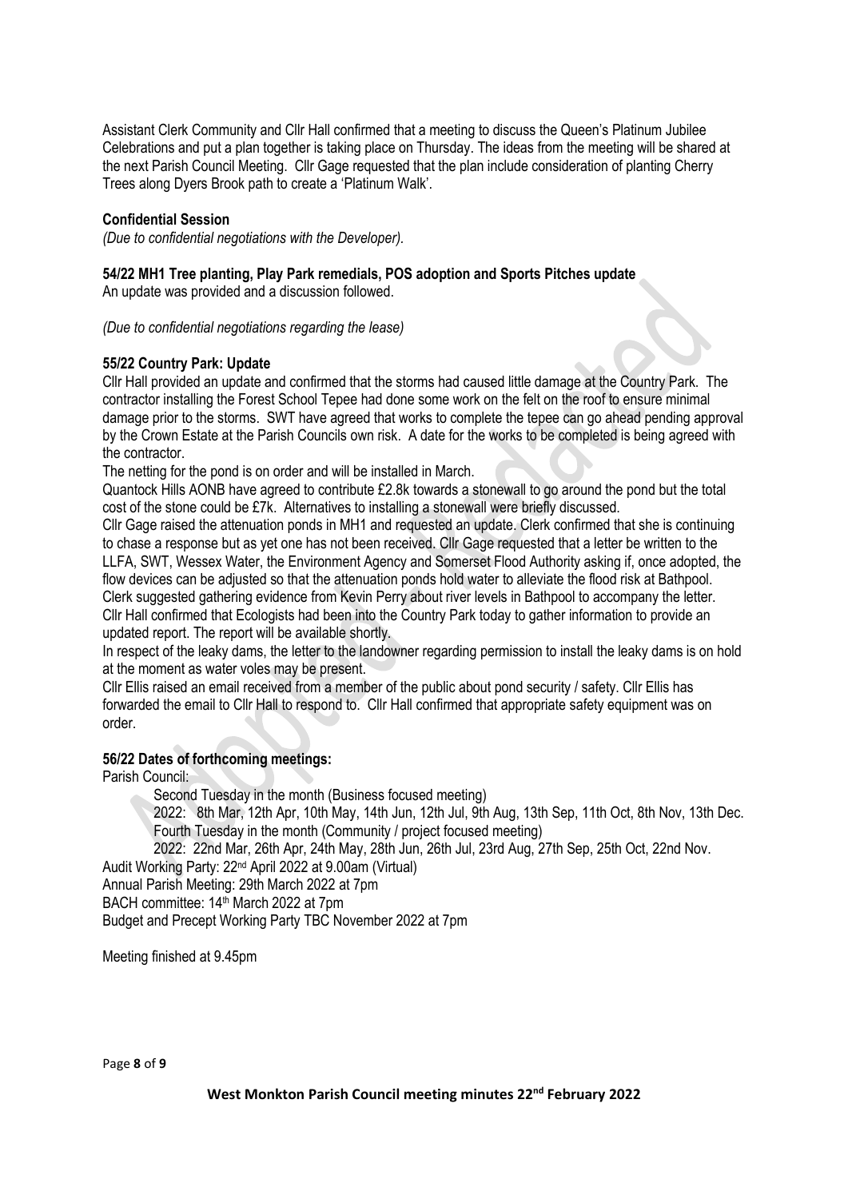Assistant Clerk Community and Cllr Hall confirmed that a meeting to discuss the Queen's Platinum Jubilee Celebrations and put a plan together is taking place on Thursday. The ideas from the meeting will be shared at the next Parish Council Meeting. Cllr Gage requested that the plan include consideration of planting Cherry Trees along Dyers Brook path to create a 'Platinum Walk'.

**Confidential Session**

*(Due to confidential negotiations with the Developer).*

**54/22 MH1 Tree planting, Play Park remedials, POS adoption and Sports Pitches update**

An update was provided and a discussion followed.

*(Due to confidential negotiations regarding the lease)*

**55/22 Country Park: Update**

Cllr Hall provided an update and confirmed that the storms had caused little damage at the Country Park. The contractor installing the Forest School Tepee had done some work on the felt on the roof to ensure minimal damage prior to the storms. SWT have agreed that works to complete the tepee can go ahead pending approval by the Crown Estate at the Parish Councils own risk. A date for the works to be completed is being agreed with the contractor.

The netting for the pond is on order and will be installed in March.

Quantock Hills AONB have agreed to contribute £2.8k towards a stonewall to go around the pond but the total cost of the stone could be £7k. Alternatives to installing a stonewall were briefly discussed.

Cllr Gage raised the attenuation ponds in MH1 and requested an update. Clerk confirmed that she is continuing to chase a response but as yet one has not been received. Cllr Gage requested that a letter be written to the LLFA, SWT, Wessex Water, the Environment Agency and Somerset Flood Authority asking if, once adopted, the flow devices can be adjusted so that the attenuation ponds hold water to alleviate the flood risk at Bathpool. Clerk suggested gathering evidence from Kevin Perry about river levels in Bathpool to accompany the letter.

Cllr Hall confirmed that Ecologists had been into the Country Park today to gather information to provide an updated report. The report will be available shortly.

In respect of the leaky dams, the letter to the landowner regarding permission to install the leaky dams is on hold at the moment as water voles may be present.

Cllr Ellis raised an email received from a member of the public about pond security / safety. Cllr Ellis has forwarded the email to Cllr Hall to respond to. Cllr Hall confirmed that appropriate safety equipment was on order.

**56/22 Dates of forthcoming meetings:**

Parish Council:

Second Tuesday in the month (Business focused meeting)

2022: 8th Mar, 12th Apr, 10th May, 14th Jun, 12th Jul, 9th Aug, 13th Sep, 11th Oct, 8th Nov, 13th Dec.

Fourth Tuesday in the month (Community / project focused meeting)

2022: 22nd Mar, 26th Apr, 24th May, 28th Jun, 26th Jul, 23rd Aug, 27th Sep, 25th Oct, 22nd Nov.

Audit Working Party: 22nd April 2022 at 9.00am (Virtual)

Annual Parish Meeting: 29th March 2022 at 7pm

BACH committee: 14th March 2022 at 7pm

Budget and Precept Working Party TBC November 2022 at 7pm

Meeting finished at 9.45pm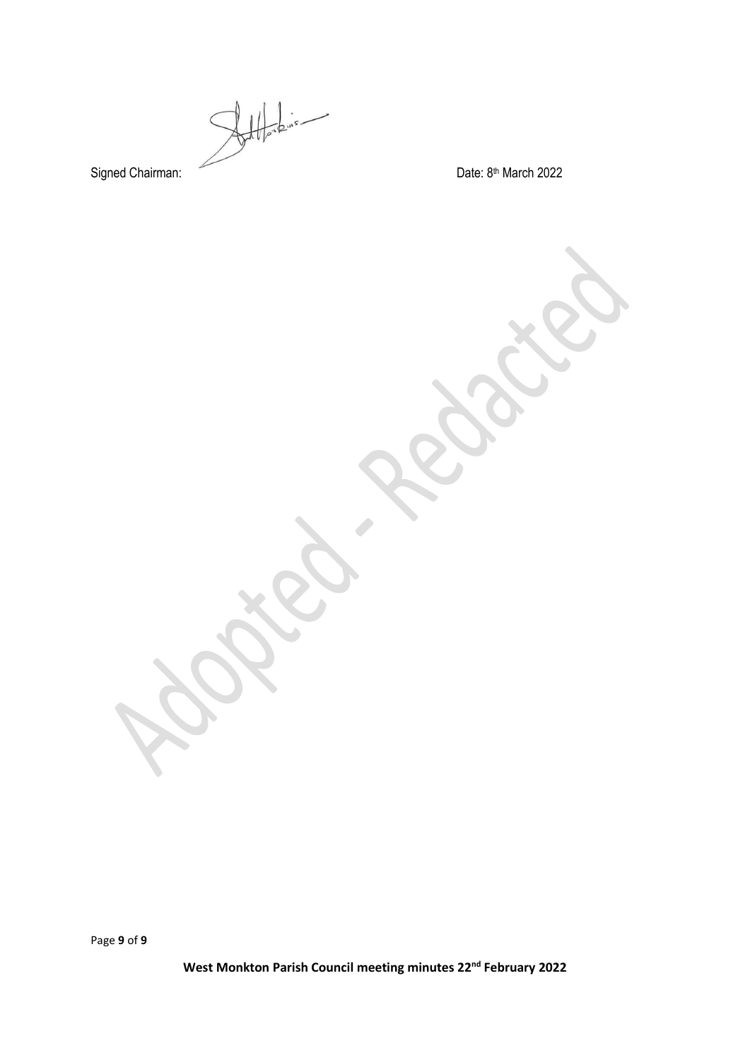Signed Chairman: Date: 8th March 2022

Adopted - Redacted